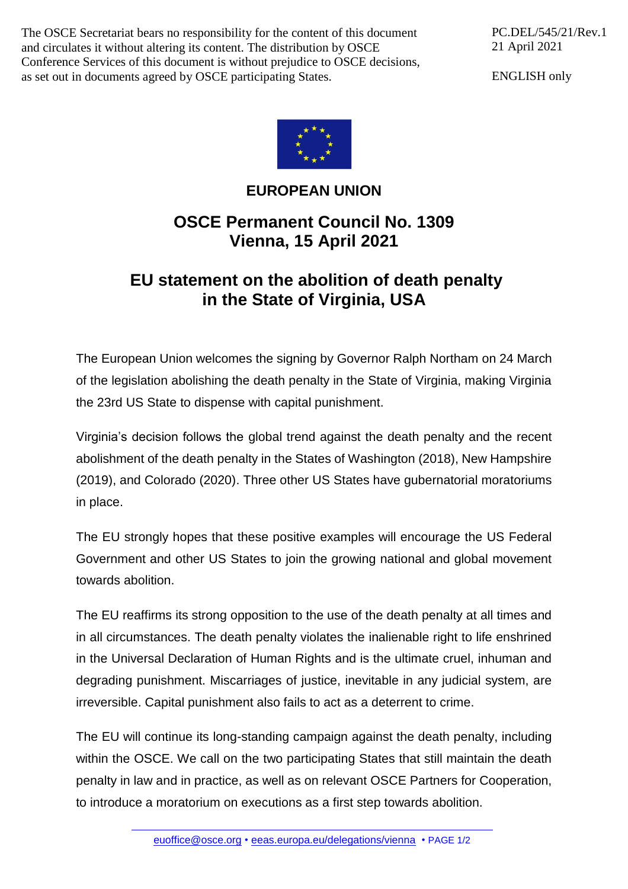The OSCE Secretariat bears no responsibility for the content of this document and circulates it without altering its content. The distribution by OSCE Conference Services of this document is without prejudice to OSCE decisions, as set out in documents agreed by OSCE participating States.

PC.DEL/545/21/Rev.1
21 April 2021

ENGLISH only

**EUROPEAN UNION**

## OSCE Permanent Council No. 1309
## Vienna, 15 April 2021

# EU statement on the abolition of death penalty in the State of Virginia, USA

The European Union welcomes the signing by Governor Ralph Northam on 24 March of the legislation abolishing the death penalty in the State of Virginia, making Virginia the 23rd US State to dispense with capital punishment.

Virginia's decision follows the global trend against the death penalty and the recent abolishment of the death penalty in the States of Washington (2018), New Hampshire (2019), and Colorado (2020). Three other US States have gubernatorial moratoriums in place.

The EU strongly hopes that these positive examples will encourage the US Federal Government and other US States to join the growing national and global movement towards abolition.

The EU reaffirms its strong opposition to the use of the death penalty at all times and in all circumstances. The death penalty violates the inalienable right to life enshrined in the Universal Declaration of Human Rights and is the ultimate cruel, inhuman and degrading punishment. Miscarriages of justice, inevitable in any judicial system, are irreversible. Capital punishment also fails to act as a deterrent to crime.

The EU will continue its long-standing campaign against the death penalty, including within the OSCE. We call on the two participating States that still maintain the death penalty in law and in practice, as well as on relevant OSCE Partners for Cooperation, to introduce a moratorium on executions as a first step towards abolition.

euoffice@osce.org • eeas.europa.eu/delegations/vienna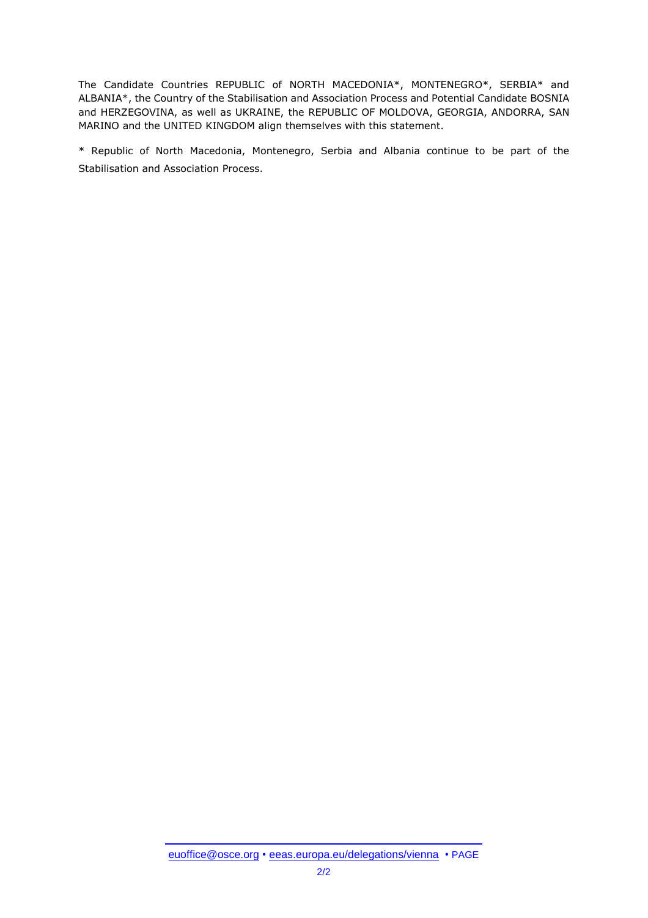The Candidate Countries REPUBLIC of NORTH MACEDONIA*, MONTENEGRO*, SERBIA* and ALBANIA*, the Country of the Stabilisation and Association Process and Potential Candidate BOSNIA and HERZEGOVINA, as well as UKRAINE, the REPUBLIC OF MOLDOVA, GEORGIA, ANDORRA, SAN MARINO and the UNITED KINGDOM align themselves with this statement.

* Republic of North Macedonia, Montenegro, Serbia and Albania continue to be part of the Stabilisation and Association Process.